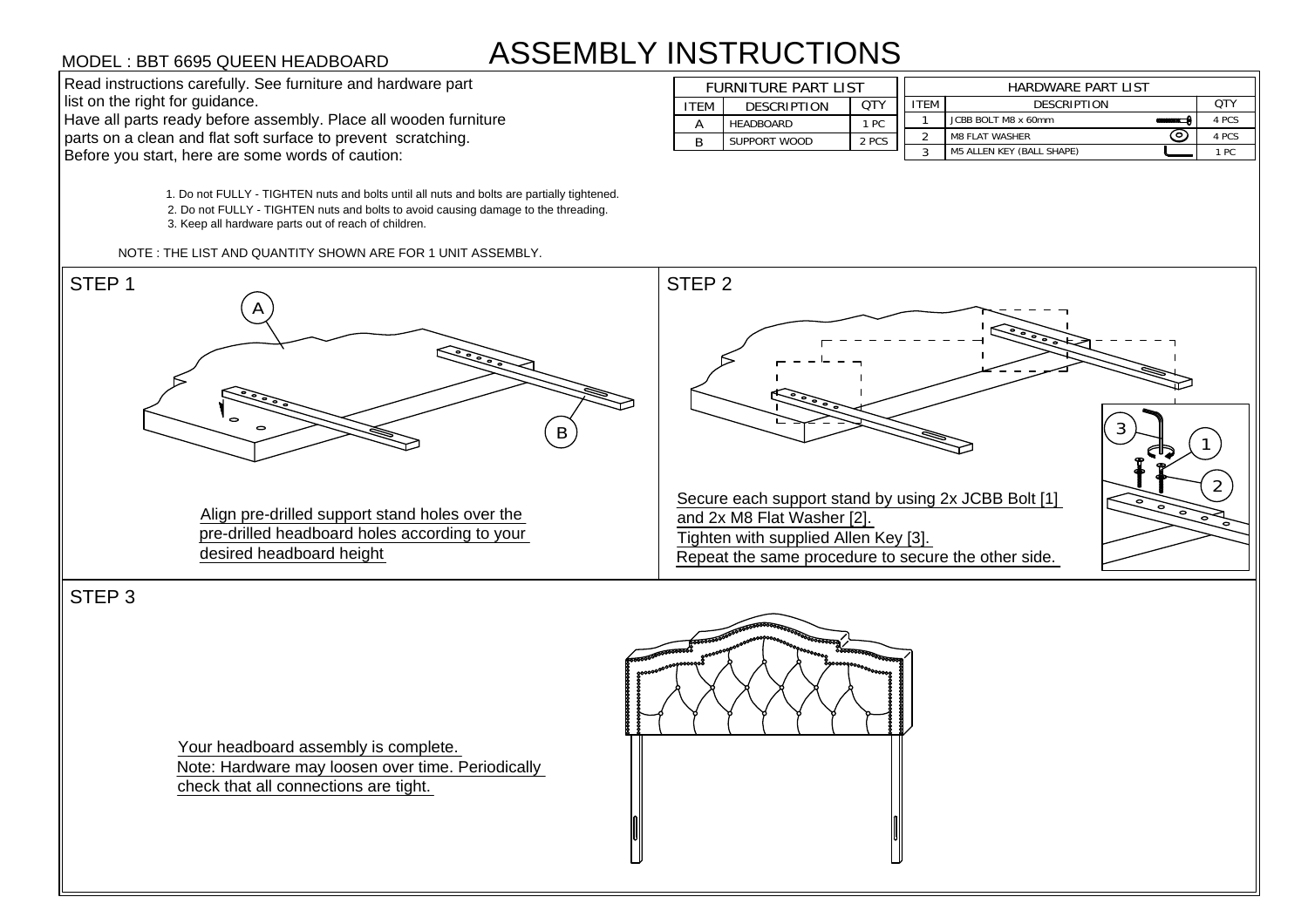MODEL : BBT 6695 QUEEN HEADBOARD

# ASSEMBLY INSTRUCTIONS

Read instructions carefully. See furniture and hardware part list on the right for guidance.
Have all parts ready before assembly. Place all wooden furniture parts on a clean and flat soft surface to prevent scratching.
Before you start, here are some words of caution:

1. Do not FULLY - TIGHTEN nuts and bolts until all nuts and bolts are partially tightened.
2. Do not FULLY - TIGHTEN nuts and bolts to avoid causing damage to the threading.
3. Keep all hardware parts out of reach of children.

NOTE : THE LIST AND QUANTITY SHOWN ARE FOR 1 UNIT ASSEMBLY.

| FURNITURE PART LIST | | |
|---|---|---|
| ITEM | DESCRIPTION | QTY |
| A | HEADBOARD | 1 PC |
| B | SUPPORT WOOD | 2 PCS |

| HARDWARE PART LIST | | |
|---|---|---|
| ITEM | DESCRIPTION | QTY |
| 1 | JCBB BOLT M8 x 60mm | 4 PCS |
| 2 | M8 FLAT WASHER | 4 PCS |
| 3 | M5 ALLEN KEY (BALL SHAPE) | 1 PC |

## STEP 1

Align pre-drilled support stand holes over the pre-drilled headboard holes according to your desired headboard height

## STEP 2

Secure each support stand by using 2x JCBB Bolt [1] and 2x M8 Flat Washer [2].
Tighten with supplied Allen Key [3].
Repeat the same procedure to secure the other side.

## STEP 3

Your headboard assembly is complete.
Note: Hardware may loosen over time. Periodically check that all connections are tight.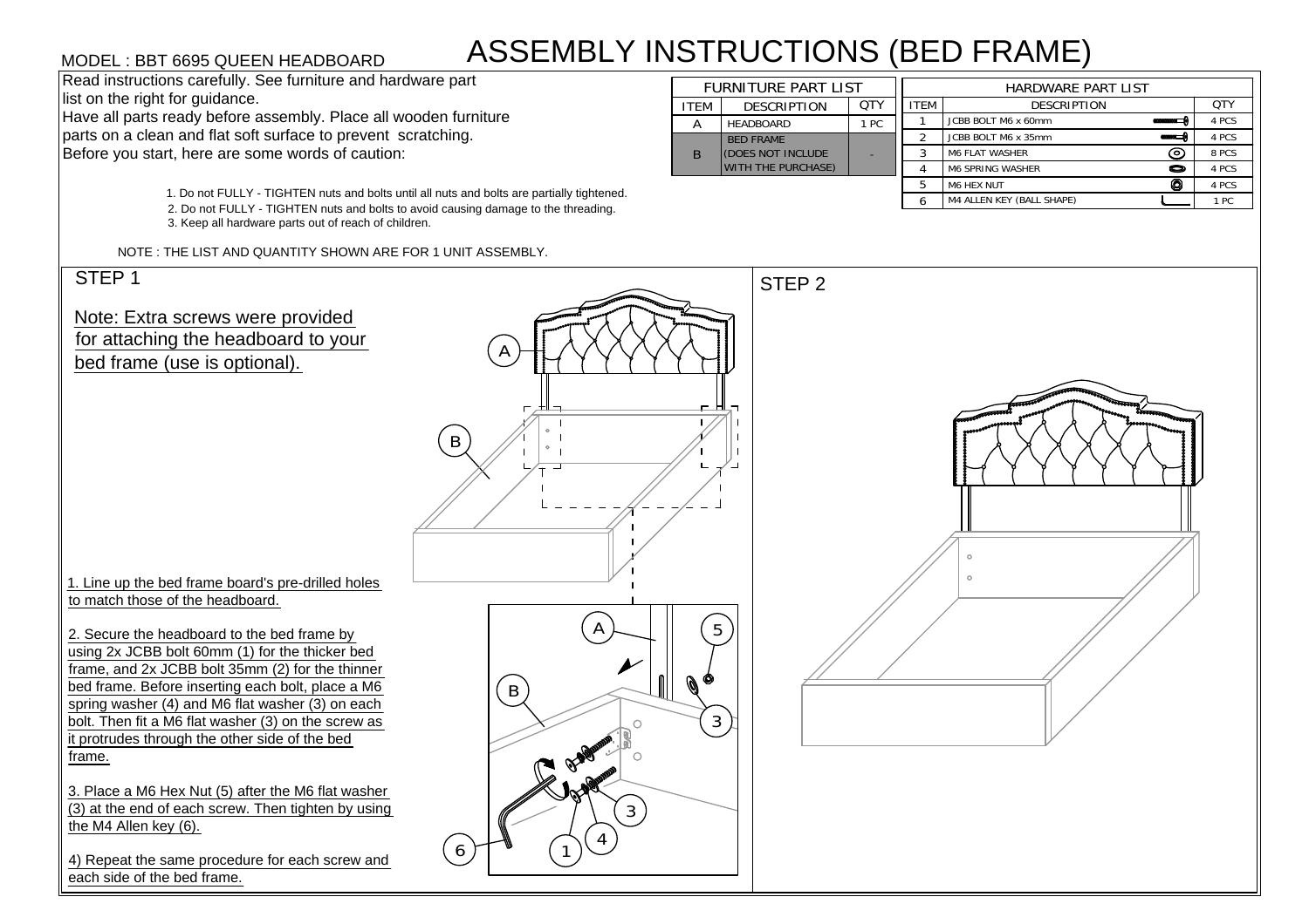MODEL : BBT 6695 QUEEN HEADBOARD

# ASSEMBLY INSTRUCTIONS (BED FRAME)

Read instructions carefully. See furniture and hardware part list on the right for guidance.
Have all parts ready before assembly. Place all wooden furniture parts on a clean and flat soft surface to prevent scratching.
Before you start, here are some words of caution:

1. Do not FULLY - TIGHTEN nuts and bolts until all nuts and bolts are partially tightened.
2. Do not FULLY - TIGHTEN nuts and bolts to avoid causing damage to the threading.
3. Keep all hardware parts out of reach of children.

NOTE : THE LIST AND QUANTITY SHOWN ARE FOR 1 UNIT ASSEMBLY.

| FURNITURE PART LIST | | |
|---|---|---|
| ITEM | DESCRIPTION | QTY |
| A | HEADBOARD | 1 PC |
| B | BED FRAME (DOES NOT INCLUDE WITH THE PURCHASE) | - |

| HARDWARE PART LIST | | |
|---|---|---|
| ITEM | DESCRIPTION | QTY |
| 1 | JCBB BOLT M6 x 60mm | 4 PCS |
| 2 | JCBB BOLT M6 x 35mm | 4 PCS |
| 3 | M6 FLAT WASHER | 8 PCS |
| 4 | M6 SPRING WASHER | 4 PCS |
| 5 | M6 HEX NUT | 4 PCS |
| 6 | M4 ALLEN KEY (BALL SHAPE) | 1 PC |

## STEP 1

Note: Extra screws were provided for attaching the headboard to your bed frame (use is optional).

1. Line up the bed frame board's pre-drilled holes to match those of the headboard.

2. Secure the headboard to the bed frame by using 2x JCBB bolt 60mm (1) for the thicker bed frame, and 2x JCBB bolt 35mm (2) for the thinner bed frame. Before inserting each bolt, place a M6 spring washer (4) and M6 flat washer (3) on each bolt. Then fit a M6 flat washer (3) on the screw as it protrudes through the other side of the bed frame.

3. Place a M6 Hex Nut (5) after the M6 flat washer (3) at the end of each screw. Then tighten by using the M4 Allen key (6).

4) Repeat the same procedure for each screw and each side of the bed frame.

## STEP 2